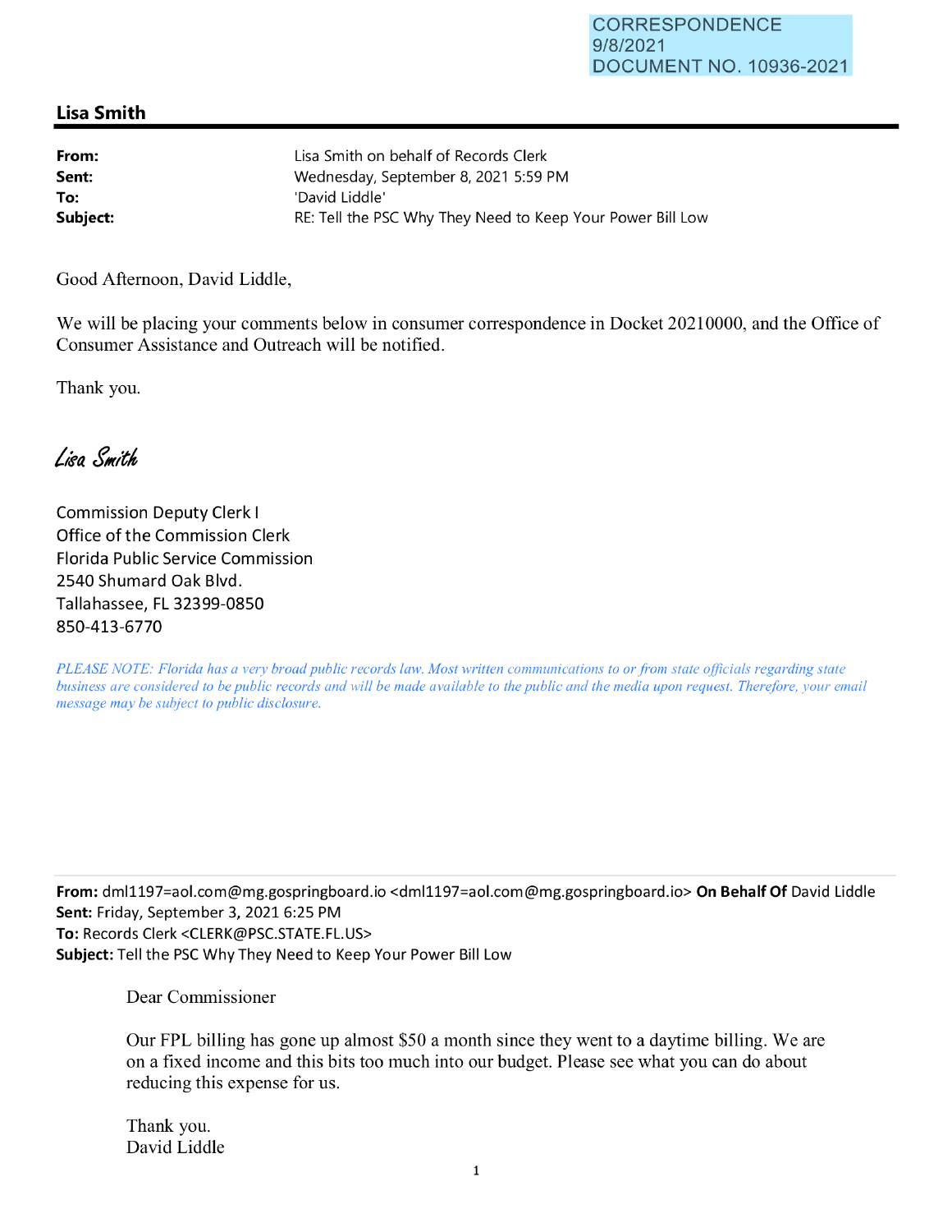CORRESPONDENCE
9/8/2021
DOCUMENT NO. 10936-2021

## Lisa Smith

| | |
|---|---|
| **From:** | Lisa Smith on behalf of Records Clerk |
| **Sent:** | Wednesday, September 8, 2021 5:59 PM |
| **To:** | 'David Liddle' |
| **Subject:** | RE: Tell the PSC Why They Need to Keep Your Power Bill Low |

Good Afternoon, David Liddle,

We will be placing your comments below in consumer correspondence in Docket 20210000, and the Office of Consumer Assistance and Outreach will be notified.

Thank you.

*Lisa Smith*

Commission Deputy Clerk I
Office of the Commission Clerk
Florida Public Service Commission
2540 Shumard Oak Blvd.
Tallahassee, FL 32399-0850
850-413-6770

*PLEASE NOTE: Florida has a very broad public records law. Most written communications to or from state officials regarding state business are considered to be public records and will be made available to the public and the media upon request. Therefore, your email message may be subject to public disclosure.*

---

**From:** dml1197=aol.com@mg.gospringboard.io <dml1197=aol.com@mg.gospringboard.io> **On Behalf Of** David Liddle
**Sent:** Friday, September 3, 2021 6:25 PM
**To:** Records Clerk <CLERK@PSC.STATE.FL.US>
**Subject:** Tell the PSC Why They Need to Keep Your Power Bill Low

Dear Commissioner

Our FPL billing has gone up almost $50 a month since they went to a daytime billing. We are on a fixed income and this bits too much into our budget. Please see what you can do about reducing this expense for us.

Thank you.
David Liddle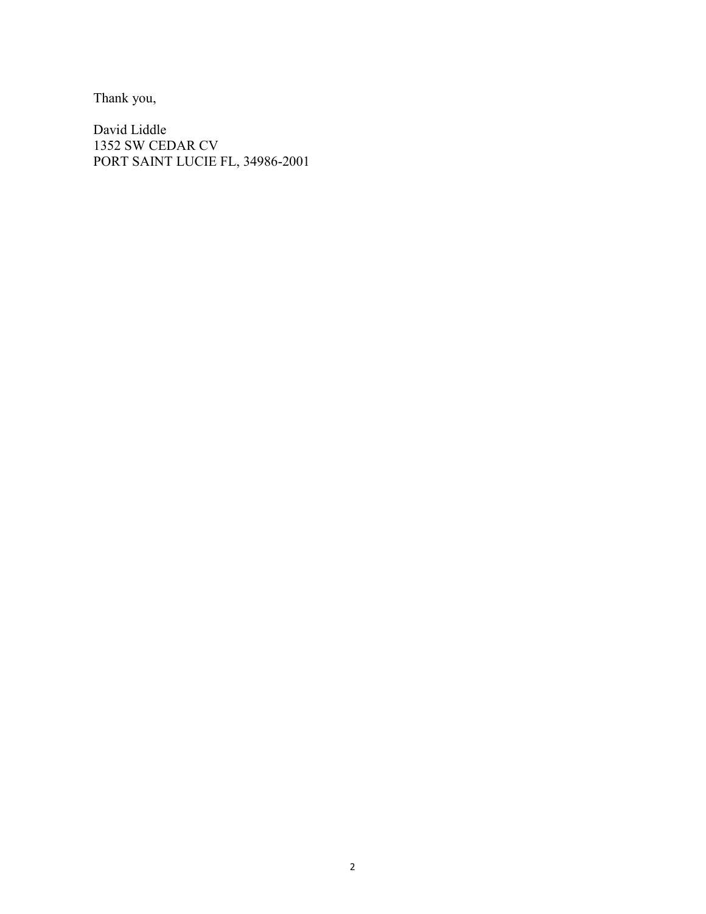Thank you,

David Liddle  
1352 SW CEDAR CV  
PORT SAINT LUCIE FL, 34986-2001